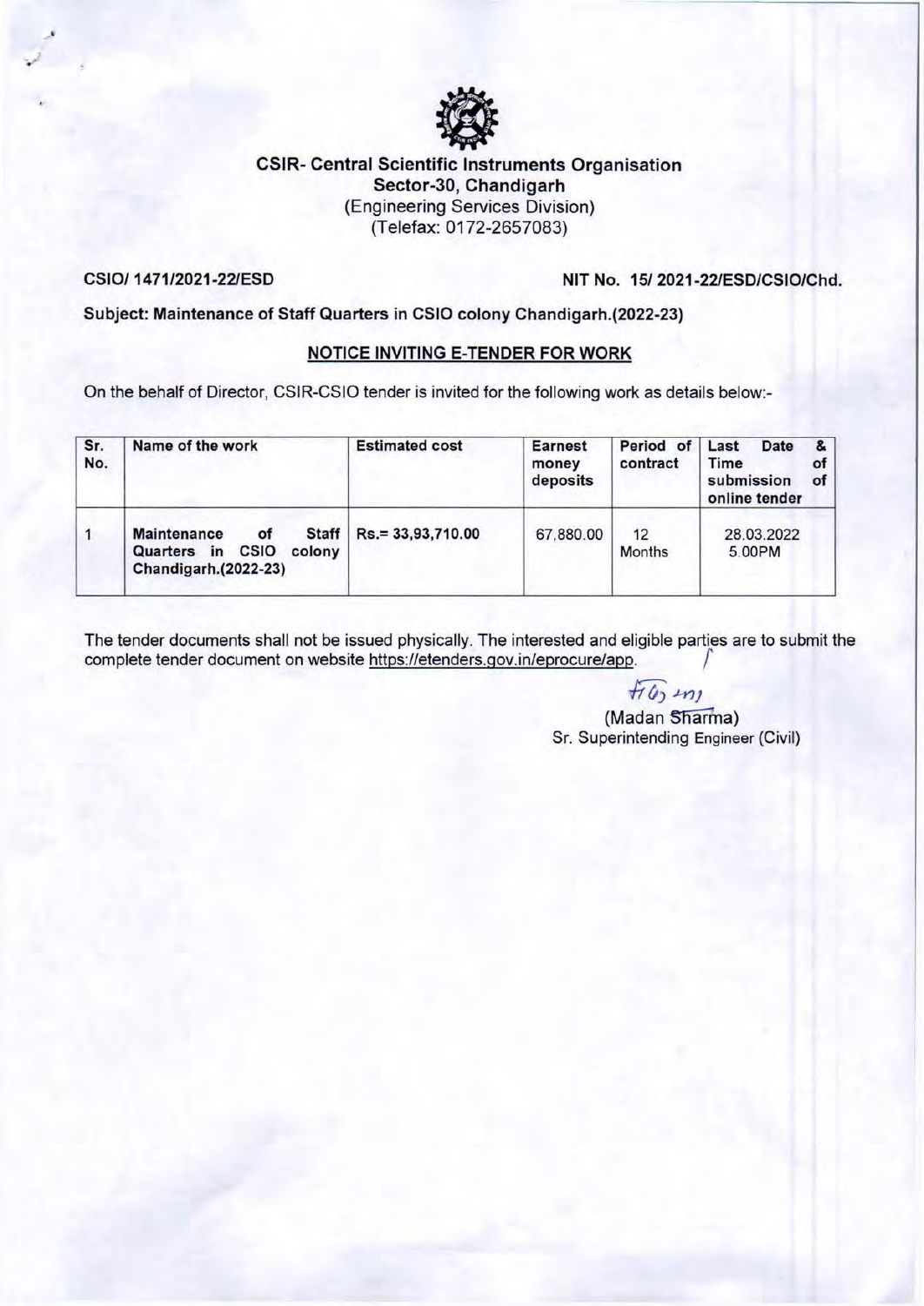# CSIR- Central Scientific Instruments Organisation

**Sector-30, Chandigarh**

(Engineering Services Division)

(Telefax: 0172-2657083)

**CSIO/ 1471/2021-22/ESD** **NIT No. 15/ 2021-22/ESD/CSIO/Chd.**

**Subject: Maintenance of Staff Quarters in CSIO colony Chandigarh.(2022-23)**

## NOTICE INVITING E-TENDER FOR WORK

On the behalf of Director, CSIR-CSIO tender is invited for the following work as details below:-

| Sr. No. | Name of the work | Estimated cost | Earnest money deposits | Period of contract | Last Date & Time of submission of online tender |
|---|---|---|---|---|---|
| 1 | **Maintenance of Staff Quarters in CSIO colony Chandigarh.(2022-23)** | **Rs.= 33,93,710.00** | 67,880.00 | 12 Months | 28.03.2022 5.00PM |

The tender documents shall not be issued physically. The interested and eligible parties are to submit the complete tender document on website https://etenders.gov.in/eprocure/app.

(Madan Sharma)

Sr. Superintending Engineer (Civil)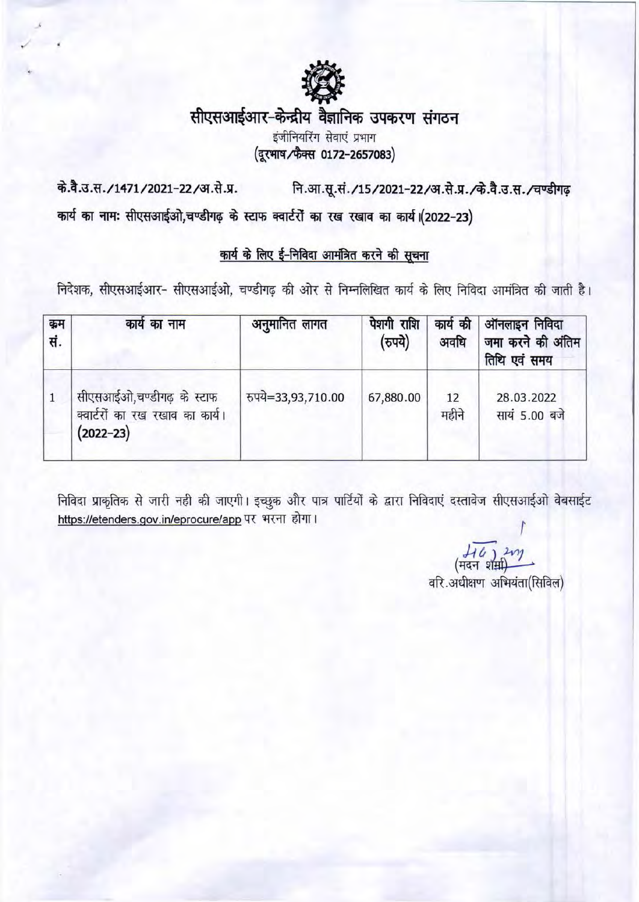# सीएसआईआर-केन्द्रीय वैज्ञानिक उपकरण संगठन

इंजीनियरिंग सेवाएं प्रभाग

(दूरभाष/फैक्स 0172-2657083)

के.वै.उ.स./1471/2021-22/अ.से.प्र. नि.आ.सू.सं./15/2021-22/अ.से.प्र./के.वै.उ.स./चण्डीगढ़

**कार्य का नामः सीएसआईओ,चण्डीगढ़ के स्टाफ क्वार्टरों का रख रखाव का कार्य।(2022-23)**

## कार्य के लिए ई-निविदा आमंत्रित करने की सूचना

निदेशक, सीएसआईआर- सीएसआईओ, चण्डीगढ़ की ओर से निम्नलिखित कार्य के लिए निविदा आमंत्रित की जाती है।

| क्रम सं. | कार्य का नाम | अनुमानित लागत | पेशगी राशि (रुपये) | कार्य की अवधि | ऑनलाइन निविदा जमा करने की अंतिम तिथि एवं समय |
|---|---|---|---|---|---|
| 1 | सीएसआईओ,चण्डीगढ़ के स्टाफ क्वार्टरों का रख रखाव का कार्य। (2022-23) | रुपये=33,93,710.00 | 67,880.00 | 12 महीने | 28.03.2022 सायं 5.00 बजे |

निविदा प्राकृतिक से जारी नही की जाएगी। इच्छुक और पात्र पार्टियों के द्वारा निविदाएं दस्तावेज सीएसआईओ वेबसाईट https://etenders.gov.in/eprocure/app पर भरना होगा।

(मदन शर्मा)

वरि.अधीक्षण अभियंता(सिविल)